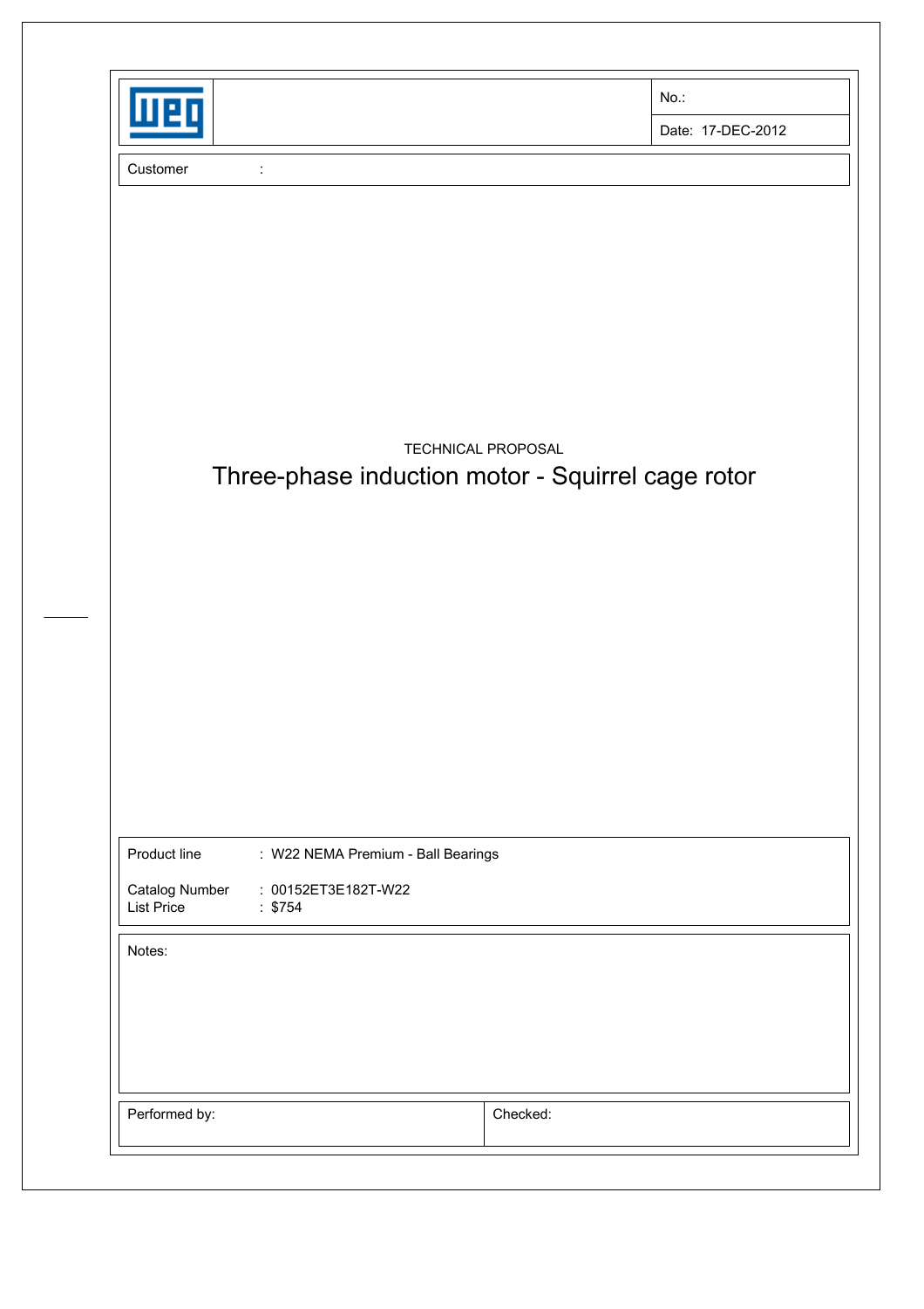| | No.: |
|---|---|
| | Date: 17-DEC-2012 |

Customer :

TECHNICAL PROPOSAL

# Three-phase induction motor - Squirrel cage rotor

Product line : W22 NEMA Premium - Ball Bearings

Catalog Number : 00152ET3E182T-W22
List Price : $754

Notes:

| Performed by: | Checked: |
|---|---|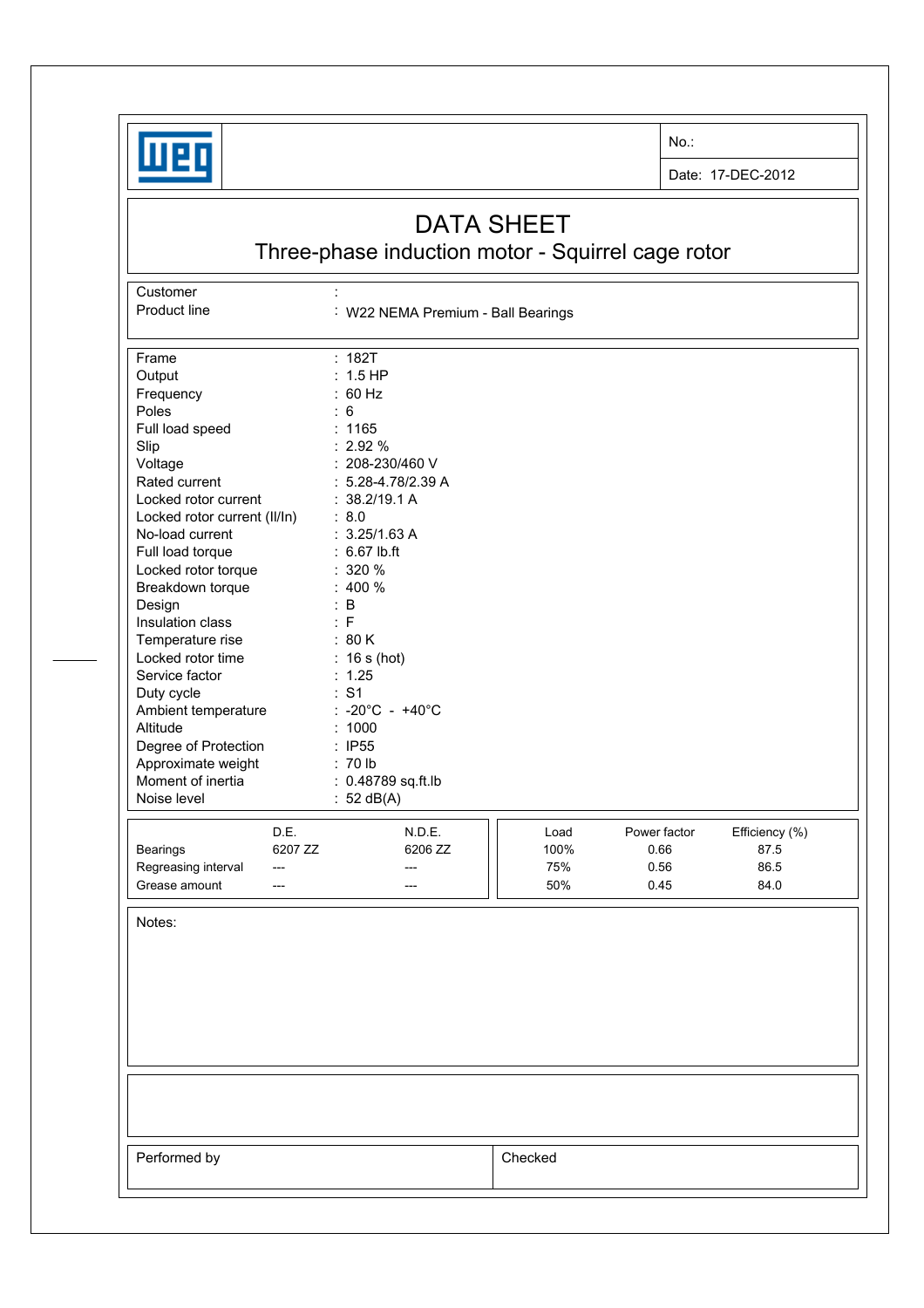No.:

Date: 17-DEC-2012

# DATA SHEET

## Three-phase induction motor - Squirrel cage rotor

| | |
|---|---|
| Customer | : |
| Product line | : W22 NEMA Premium - Ball Bearings |

| | |
|---|---|
| Frame | : 182T |
| Output | : 1.5 HP |
| Frequency | : 60 Hz |
| Poles | : 6 |
| Full load speed | : 1165 |
| Slip | : 2.92 % |
| Voltage | : 208-230/460 V |
| Rated current | : 5.28-4.78/2.39 A |
| Locked rotor current | : 38.2/19.1 A |
| Locked rotor current (Il/In) | : 8.0 |
| No-load current | : 3.25/1.63 A |
| Full load torque | : 6.67 lb.ft |
| Locked rotor torque | : 320 % |
| Breakdown torque | : 400 % |
| Design | : B |
| Insulation class | : F |
| Temperature rise | : 80 K |
| Locked rotor time | : 16 s (hot) |
| Service factor | : 1.25 |
| Duty cycle | : S1 |
| Ambient temperature | : -20°C - +40°C |
| Altitude | : 1000 |
| Degree of Protection | : IP55 |
| Approximate weight | : 70 lb |
| Moment of inertia | : 0.48789 sq.ft.lb |
| Noise level | : 52 dB(A) |

| | D.E. | N.D.E. |
|---|---|---|
| Bearings | 6207 ZZ | 6206 ZZ |
| Regreasing interval | --- | --- |
| Grease amount | --- | --- |

| Load | Power factor | Efficiency (%) |
|---|---|---|
| 100% | 0.66 | 87.5 |
| 75% | 0.56 | 86.5 |
| 50% | 0.45 | 84.0 |

Notes:

| Performed by | Checked |
|---|---|
| | |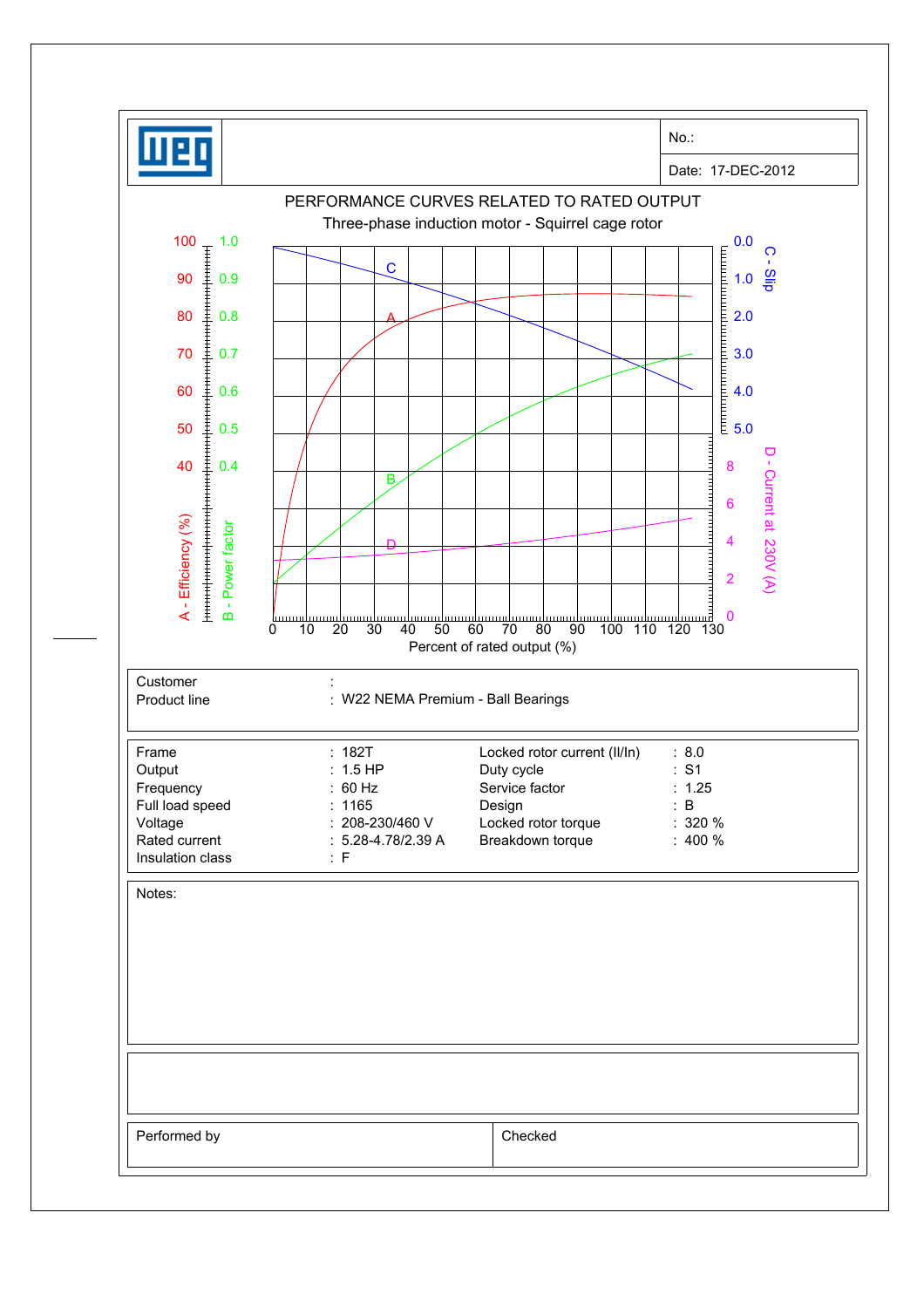No.:

Date: 17-DEC-2012

# PERFORMANCE CURVES RELATED TO RATED OUTPUT

Three-phase induction motor - Squirrel cage rotor

A - Efficiency (%)
B - Power factor
C - Slip
D - Current at 230V (A)

Percent of rated output (%)

| Customer | : |
|---|---|
| Product line | : W22 NEMA Premium - Ball Bearings |

| Frame | : 182T | Locked rotor current (Il/In) | : 8.0 |
|---|---|---|---|
| Output | : 1.5 HP | Duty cycle | : S1 |
| Frequency | : 60 Hz | Service factor | : 1.25 |
| Full load speed | : 1165 | Design | : B |
| Voltage | : 208-230/460 V | Locked rotor torque | : 320 % |
| Rated current | : 5.28-4.78/2.39 A | Breakdown torque | : 400 % |
| Insulation class | : F | | |

Notes:

| Performed by | Checked |
|---|---|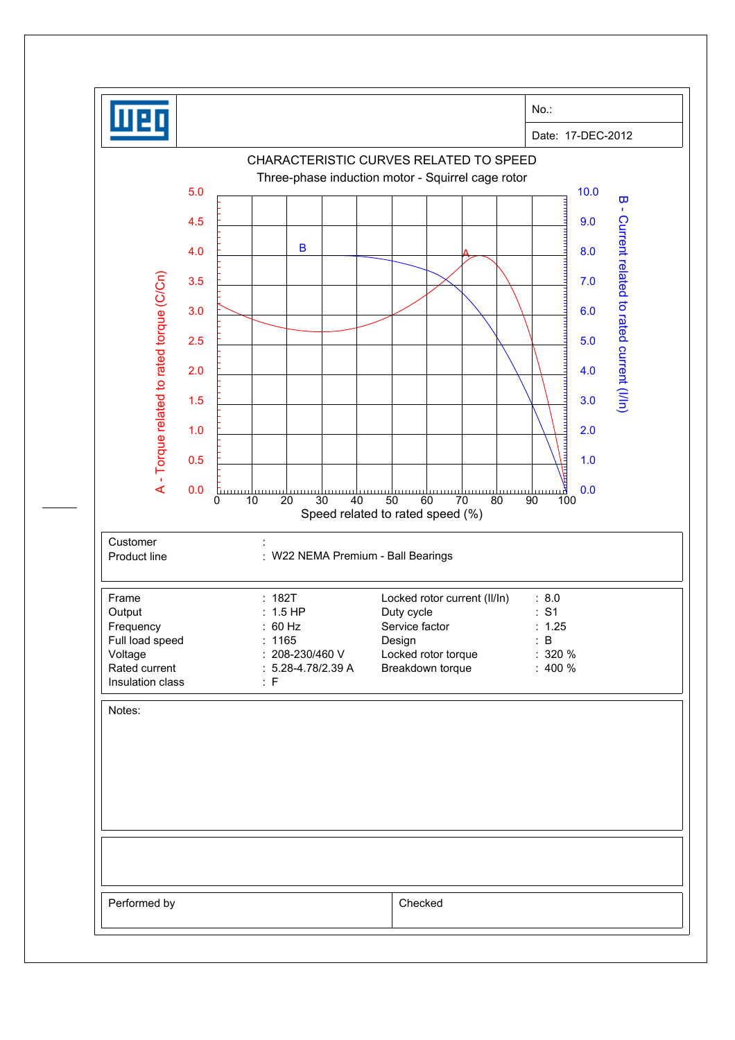No.:

Date: 17-DEC-2012

## CHARACTERISTIC CURVES RELATED TO SPEED

Three-phase induction motor - Squirrel cage rotor

| | |
|---|---|
| Customer | : |
| Product line | : W22 NEMA Premium - Ball Bearings |

| | | | |
|---|---|---|---|
| Frame | : 182T | Locked rotor current (Il/In) | : 8.0 |
| Output | : 1.5 HP | Duty cycle | : S1 |
| Frequency | : 60 Hz | Service factor | : 1.25 |
| Full load speed | : 1165 | Design | : B |
| Voltage | : 208-230/460 V | Locked rotor torque | : 320 % |
| Rated current | : 5.28-4.78/2.39 A | Breakdown torque | : 400 % |
| Insulation class | : F | | |

Notes:

| Performed by | Checked |
|---|---|
| | |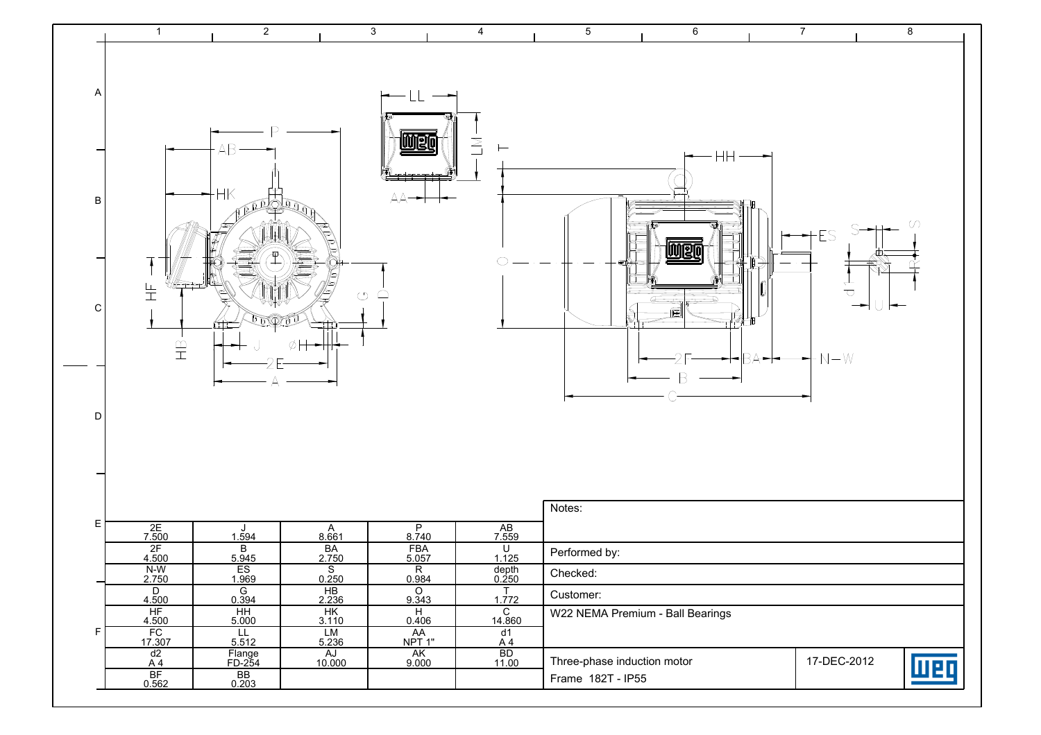| | | | | |
|---|---|---|---|---|
| 2E<br>7.500 | J<br>1.594 | A<br>8.661 | P<br>8.740 | AB<br>7.559 |
| 2F<br>4.500 | B<br>5.945 | BA<br>2.750 | FBA<br>5.057 | U<br>1.125 |
| N-W<br>2.750 | ES<br>1.969 | S<br>0.250 | R<br>0.984 | depth<br>0.250 |
| D<br>4.500 | G<br>0.394 | HB<br>2.236 | O<br>9.343 | T<br>1.772 |
| HF<br>4.500 | HH<br>5.000 | HK<br>3.110 | H<br>0.406 | C<br>14.860 |
| FC<br>17.307 | LL<br>5.512 | LM<br>5.236 | AA<br>NPT 1" | d1<br>A 4 |
| d2<br>A 4 | Flange<br>FD-254 | AJ<br>10.000 | AK<br>9.000 | BD<br>11.00 |
| BF<br>0.562 | BB<br>0.203 | | | |

Notes:

Performed by:

Checked:

Customer:

W22 NEMA Premium - Ball Bearings

Three-phase induction motor

Frame 182T - IP55

17-DEC-2012